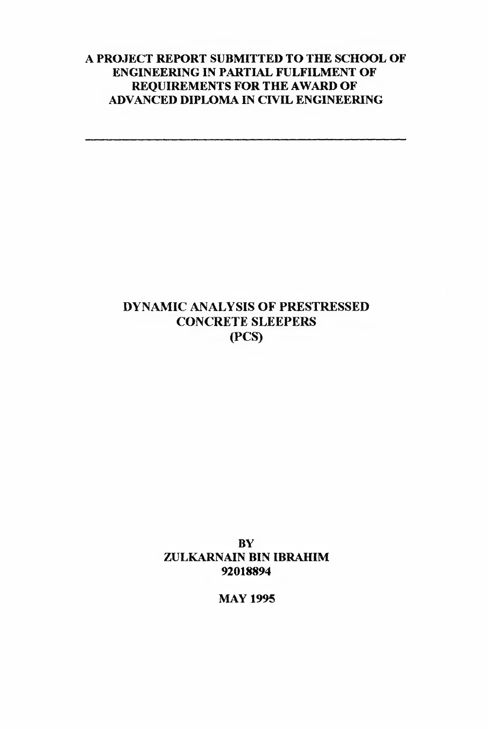**A PROJECT REPORT SUBMITTED TO THE SCHOOL OF ENGINEERING IN PARTIAL FULFILMENT OF REQUIREMENTS FOR THE AWARD OF ADVANCED DIPLOMA IN CIVIL ENGINEERING**

---

# DYNAMIC ANALYSIS OF PRESTRESSED CONCRETE SLEEPERS (PCS)

**BY**

**ZULKARNAIN BIN IBRAHIM**

**92018894**

**MAY 1995**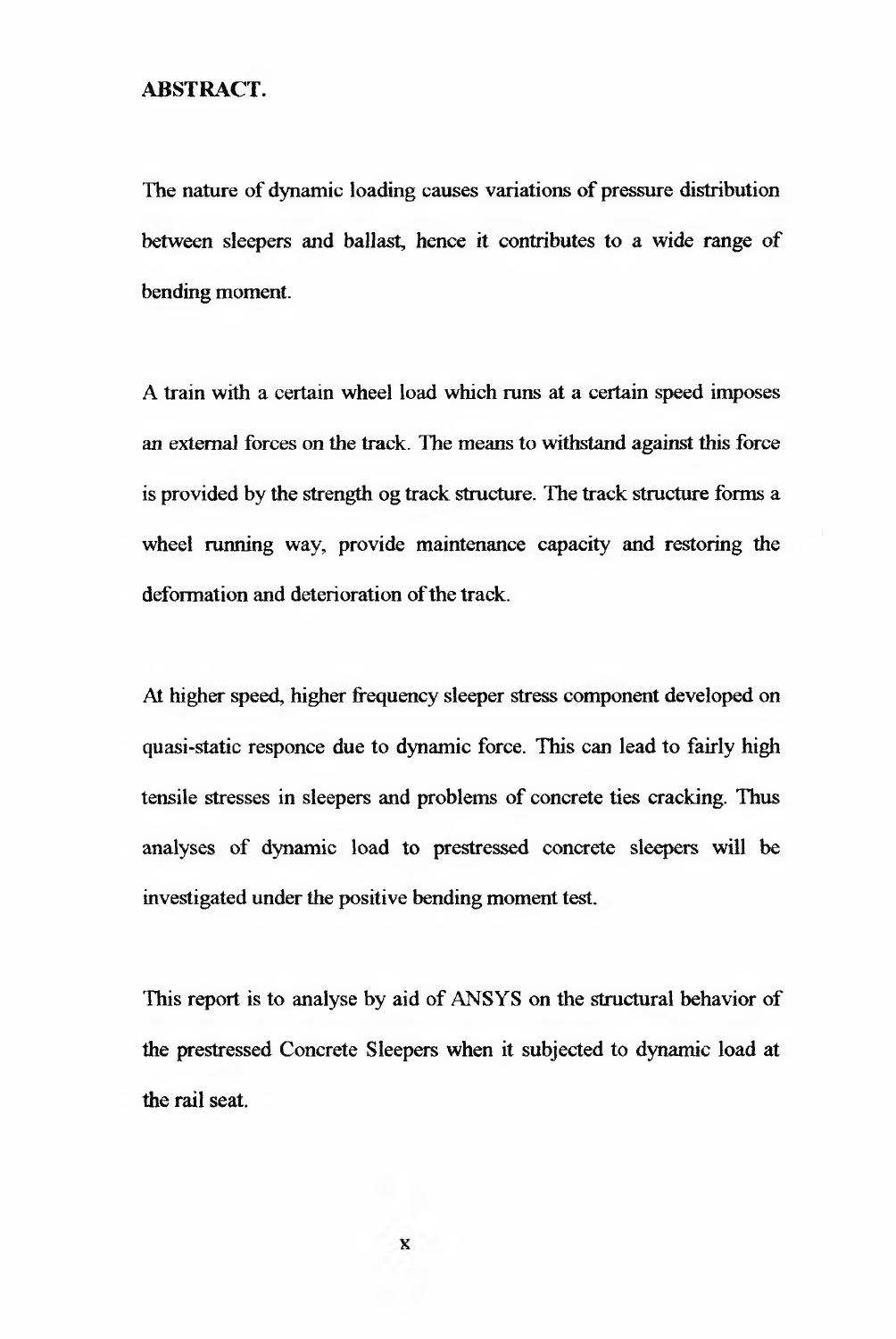## ABSTRACT.

The nature of dynamic loading causes variations of pressure distribution between sleepers and ballast, hence it contributes to a wide range of bending moment.

A train with a certain wheel load which runs at a certain speed imposes an external forces on the track. The means to withstand against this force is provided by the strength og track structure. The track structure forms a wheel running way, provide maintenance capacity and restoring the deformation and deterioration of the track.

At higher speed, higher frequency sleeper stress component developed on quasi-static responce due to dynamic force. This can lead to fairly high tensile stresses in sleepers and problems of concrete ties cracking. Thus analyses of dynamic load to prestressed concrete sleepers will be investigated under the positive bending moment test.

This report is to analyse by aid of ANSYS on the structural behavior of the prestressed Concrete Sleepers when it subjected to dynamic load at the rail seat.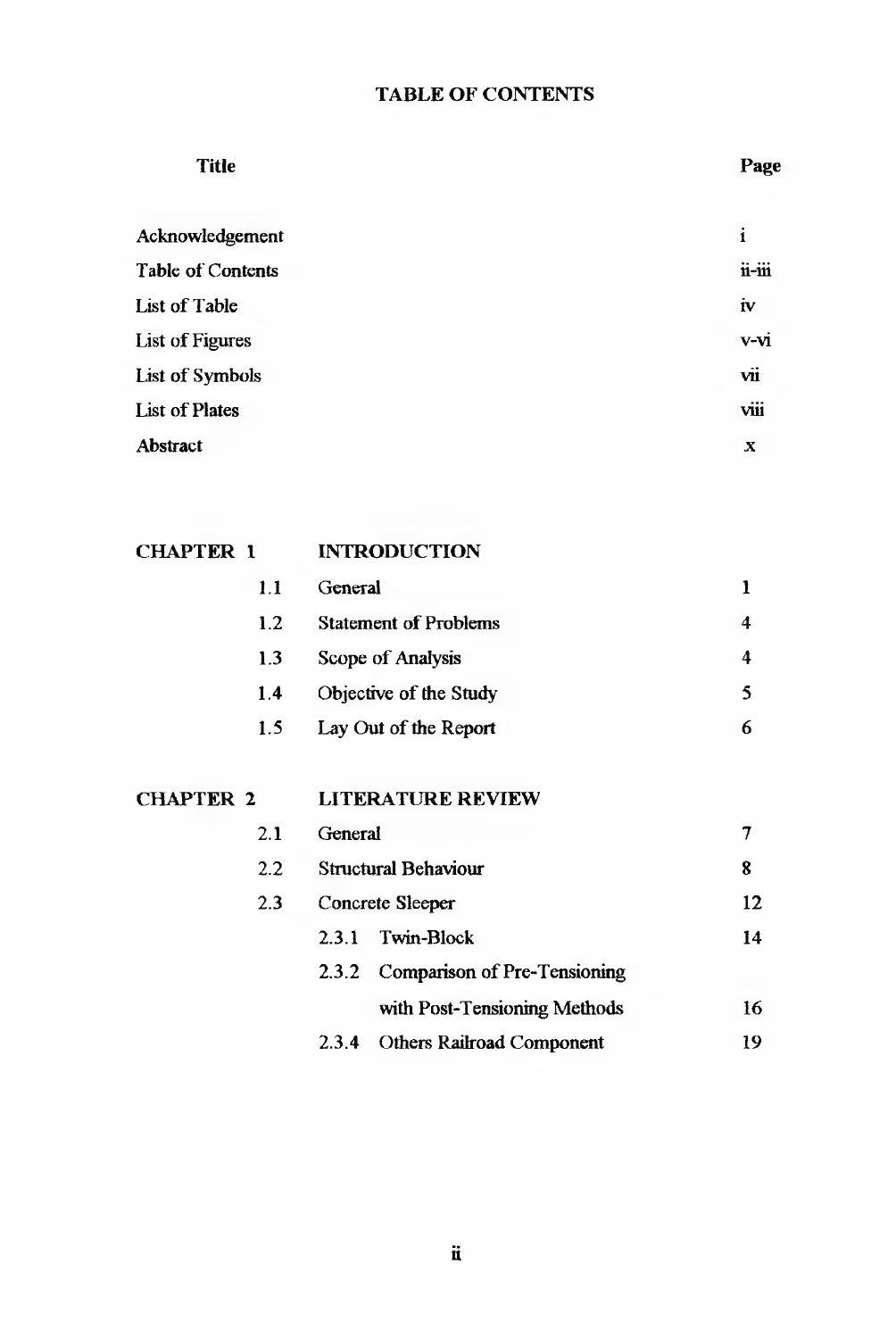# TABLE OF CONTENTS

| Title | | Page |
|---|---|---|
| Acknowledgement | | i |
| Table of Contents | | ii-iii |
| List of Table | | iv |
| List of Figures | | v-vi |
| List of Symbols | | vii |
| List of Plates | | viii |
| Abstract | | x |
| | | |
| **CHAPTER 1** | **INTRODUCTION** | |
| 1.1 | General | 1 |
| 1.2 | Statement of Problems | 4 |
| 1.3 | Scope of Analysis | 4 |
| 1.4 | Objective of the Study | 5 |
| 1.5 | Lay Out of the Report | 6 |
| | | |
| **CHAPTER 2** | **LITERATURE REVIEW** | |
| 2.1 | General | 7 |
| 2.2 | Structural Behaviour | 8 |
| 2.3 | Concrete Sleeper | 12 |
| | 2.3.1 Twin-Block | 14 |
| | 2.3.2 Comparison of Pre-Tensioning with Post-Tensioning Methods | 16 |
| | 2.3.4 Others Railroad Component | 19 |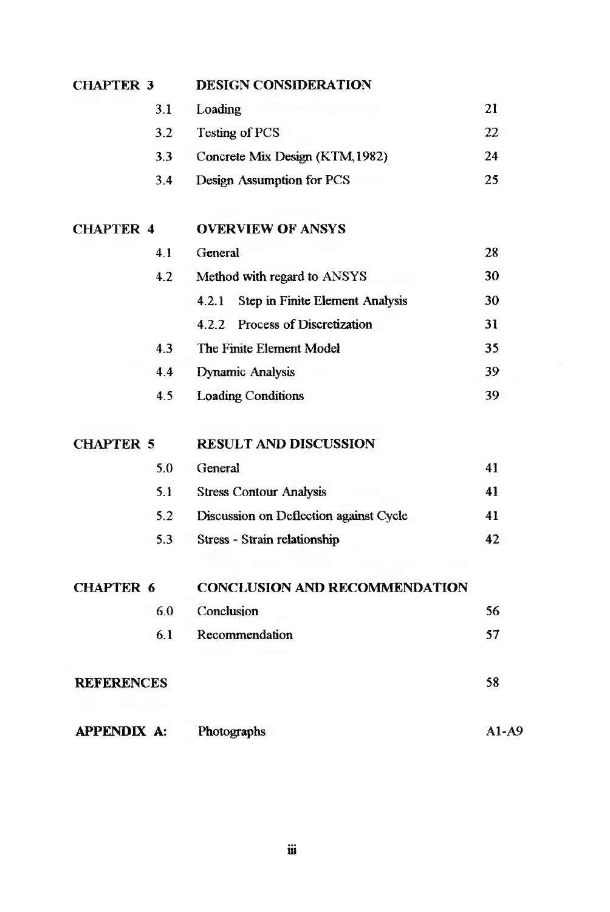| | | |
|---|---|---|
| **CHAPTER 3** | **DESIGN CONSIDERATION** | |
| 3.1 | Loading | 21 |
| 3.2 | Testing of PCS | 22 |
| 3.3 | Concrete Mix Design (KTM,1982) | 24 |
| 3.4 | Design Assumption for PCS | 25 |
| | | |
| **CHAPTER 4** | **OVERVIEW OF ANSYS** | |
| 4.1 | General | 28 |
| 4.2 | Method with regard to ANSYS | 30 |
| | 4.2.1 Step in Finite Element Analysis | 30 |
| | 4.2.2 Process of Discretization | 31 |
| 4.3 | The Finite Element Model | 35 |
| 4.4 | Dynamic Analysis | 39 |
| 4.5 | Loading Conditions | 39 |
| | | |
| **CHAPTER 5** | **RESULT AND DISCUSSION** | |
| 5.0 | General | 41 |
| 5.1 | Stress Contour Analysis | 41 |
| 5.2 | Discussion on Deflection against Cycle | 41 |
| 5.3 | Stress - Strain relationship | 42 |
| | | |
| **CHAPTER 6** | **CONCLUSION AND RECOMMENDATION** | |
| 6.0 | Conclusion | 56 |
| 6.1 | Recommendation | 57 |
| | | |
| **REFERENCES** | | 58 |
| | | |
| **APPENDIX A:** | Photographs | A1-A9 |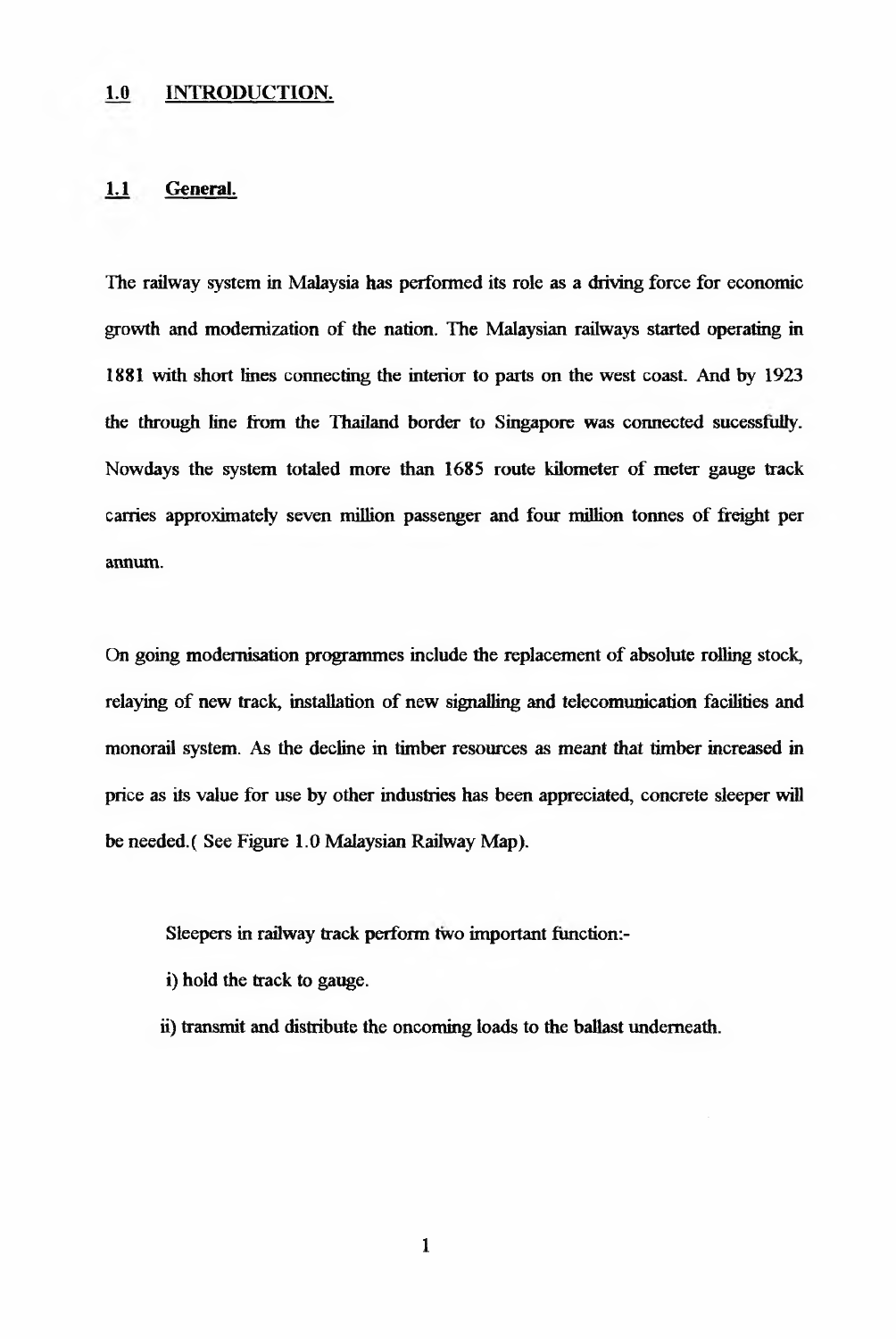## 1.0 INTRODUCTION.

### 1.1 General.

The railway system in Malaysia has performed its role as a driving force for economic growth and modernization of the nation. The Malaysian railways started operating in 1881 with short lines connecting the interior to parts on the west coast. And by 1923 the through line from the Thailand border to Singapore was connected sucessfully. Nowdays the system totaled more than 1685 route kilometer of meter gauge track carries approximately seven million passenger and four million tonnes of freight per annum.

On going modernisation programmes include the replacement of absolute rolling stock, relaying of new track, installation of new signalling and telecomunication facilities and monorail system. As the decline in timber resources as meant that timber increased in price as its value for use by other industries has been appreciated, concrete sleeper will be needed.( See Figure 1.0 Malaysian Railway Map).

Sleepers in railway track perform two important function:-

i) hold the track to gauge.

ii) transmit and distribute the oncoming loads to the ballast underneath.